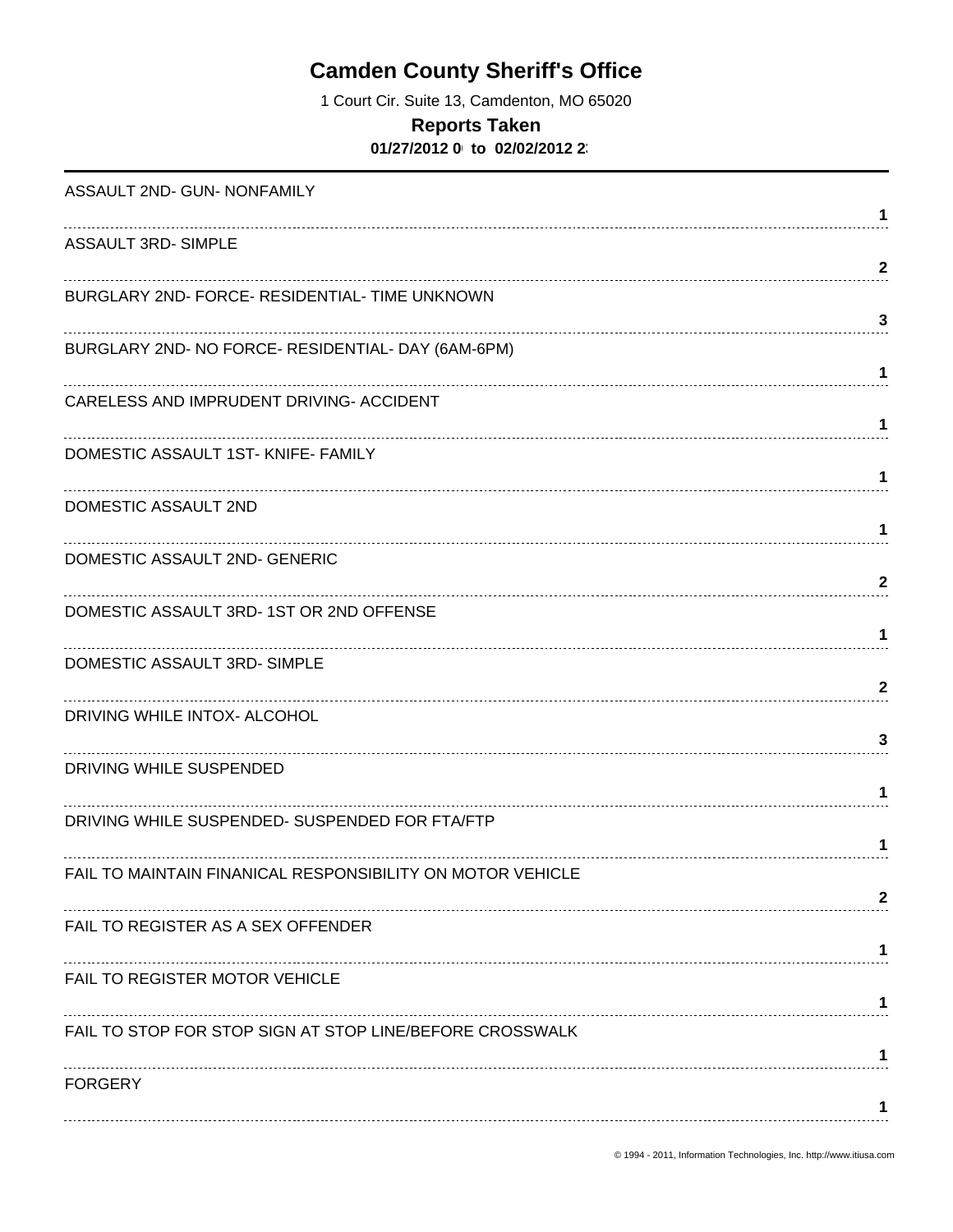# Camden County Sheriff's Office

1 Court Cir. Suite 13, Camdenton, MO 65020

## Reports Taken

**01/27/2012 0 to 02/02/2012 2**

| Offense | Count |
|---|---|
| ASSAULT 2ND- GUN- NONFAMILY | 1 |
| ASSAULT 3RD- SIMPLE | 2 |
| BURGLARY 2ND- FORCE- RESIDENTIAL- TIME UNKNOWN | 3 |
| BURGLARY 2ND- NO FORCE- RESIDENTIAL- DAY (6AM-6PM) | 1 |
| CARELESS AND IMPRUDENT DRIVING- ACCIDENT | 1 |
| DOMESTIC ASSAULT 1ST- KNIFE- FAMILY | 1 |
| DOMESTIC ASSAULT 2ND | 1 |
| DOMESTIC ASSAULT 2ND- GENERIC | 2 |
| DOMESTIC ASSAULT 3RD- 1ST OR 2ND OFFENSE | 1 |
| DOMESTIC ASSAULT 3RD- SIMPLE | 2 |
| DRIVING WHILE INTOX- ALCOHOL | 3 |
| DRIVING WHILE SUSPENDED | 1 |
| DRIVING WHILE SUSPENDED- SUSPENDED FOR FTA/FTP | 1 |
| FAIL TO MAINTAIN FINANICAL RESPONSIBILITY ON MOTOR VEHICLE | 2 |
| FAIL TO REGISTER AS A SEX OFFENDER | 1 |
| FAIL TO REGISTER MOTOR VEHICLE | 1 |
| FAIL TO STOP FOR STOP SIGN AT STOP LINE/BEFORE CROSSWALK | 1 |
| FORGERY | 1 |

© 1994 - 2011, Information Technologies, Inc. http://www.itiusa.com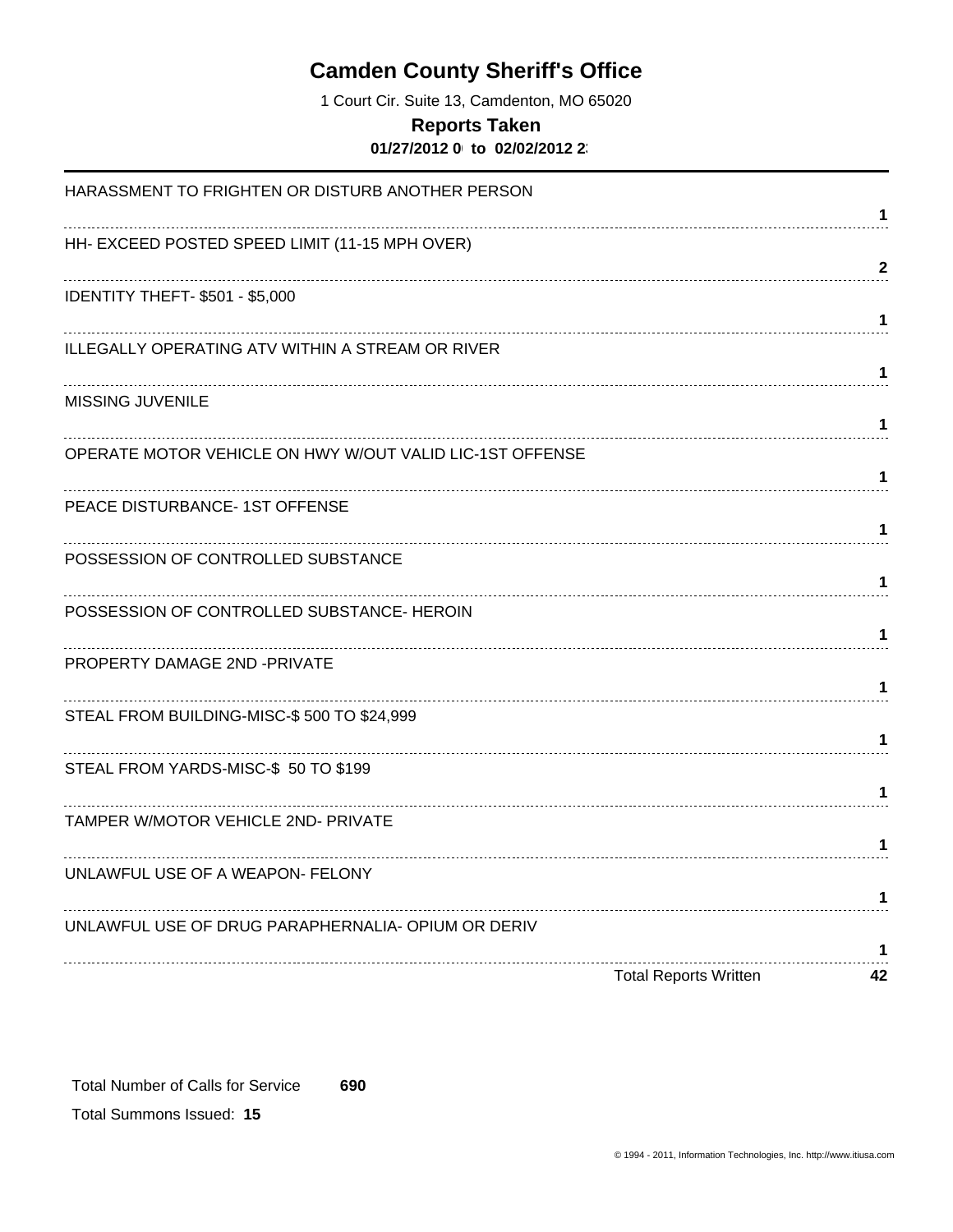# Camden County Sheriff's Office

1 Court Cir. Suite 13, Camdenton, MO 65020

## Reports Taken

**01/27/2012 0 to 02/02/2012 2**

| Offense | Count |
|---|---|
| HARASSMENT TO FRIGHTEN OR DISTURB ANOTHER PERSON | 1 |
| HH- EXCEED POSTED SPEED LIMIT (11-15 MPH OVER) | 2 |
| IDENTITY THEFT- $501 - $5,000 | 1 |
| ILLEGALLY OPERATING ATV WITHIN A STREAM OR RIVER | 1 |
| MISSING JUVENILE | 1 |
| OPERATE MOTOR VEHICLE ON HWY W/OUT VALID LIC-1ST OFFENSE | 1 |
| PEACE DISTURBANCE- 1ST OFFENSE | 1 |
| POSSESSION OF CONTROLLED SUBSTANCE | 1 |
| POSSESSION OF CONTROLLED SUBSTANCE- HEROIN | 1 |
| PROPERTY DAMAGE 2ND -PRIVATE | 1 |
| STEAL FROM BUILDING-MISC-$ 500 TO $24,999 | 1 |
| STEAL FROM YARDS-MISC-$ 50 TO $199 | 1 |
| TAMPER W/MOTOR VEHICLE 2ND- PRIVATE | 1 |
| UNLAWFUL USE OF A WEAPON- FELONY | 1 |
| UNLAWFUL USE OF DRUG PARAPHERNALIA- OPIUM OR DERIV | 1 |
| **Total Reports Written** | **42** |

Total Number of Calls for Service **690**

Total Summons Issued: **15**

© 1994 - 2011, Information Technologies, Inc. http://www.itiusa.com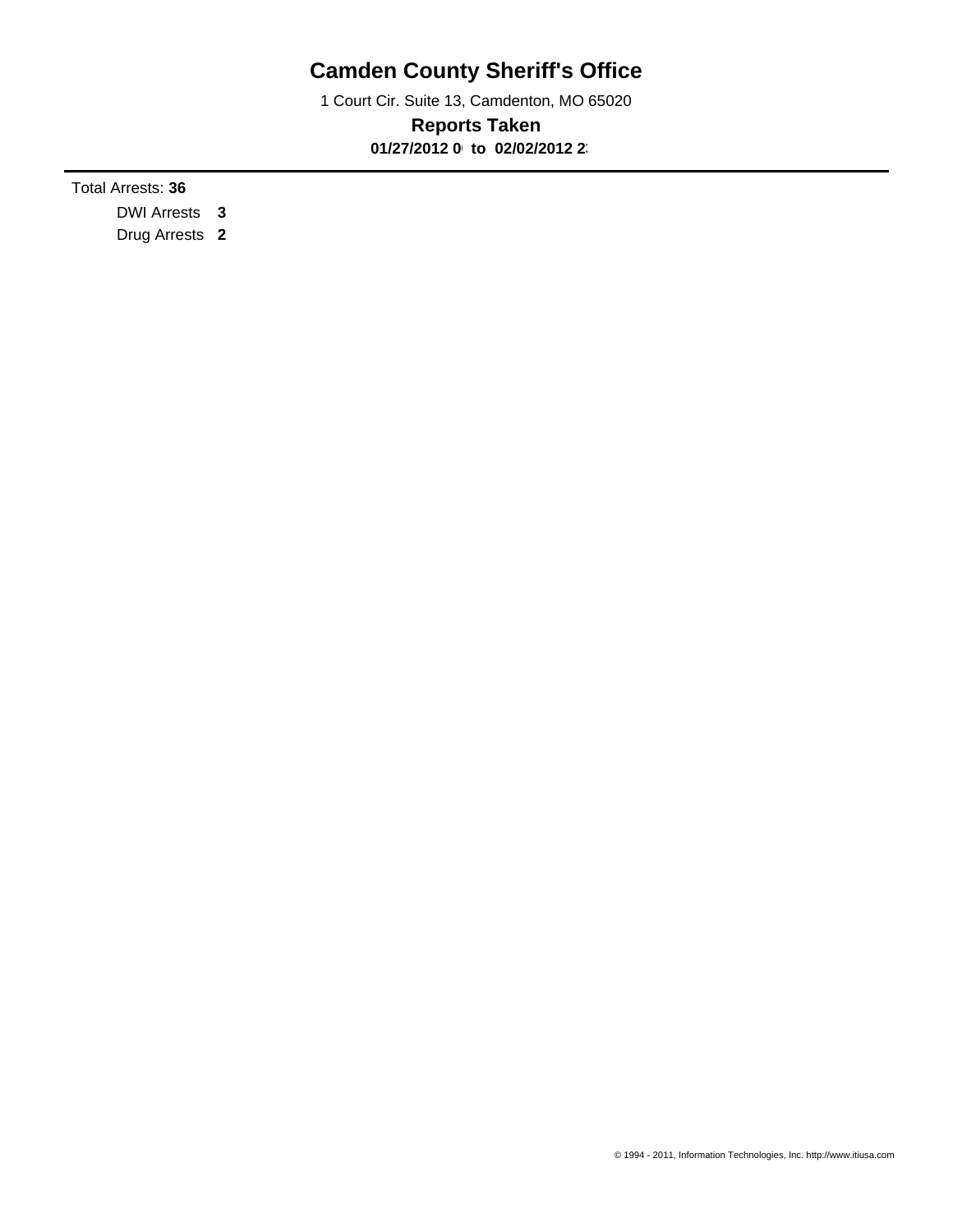# Camden County Sheriff's Office

1 Court Cir. Suite 13, Camdenton, MO 65020

## Reports Taken

**01/27/2012 0 to 02/02/2012 2**

Total Arrests: **36**

DWI Arrests **3**

Drug Arrests **2**

© 1994 - 2011, Information Technologies, Inc. http://www.itiusa.com